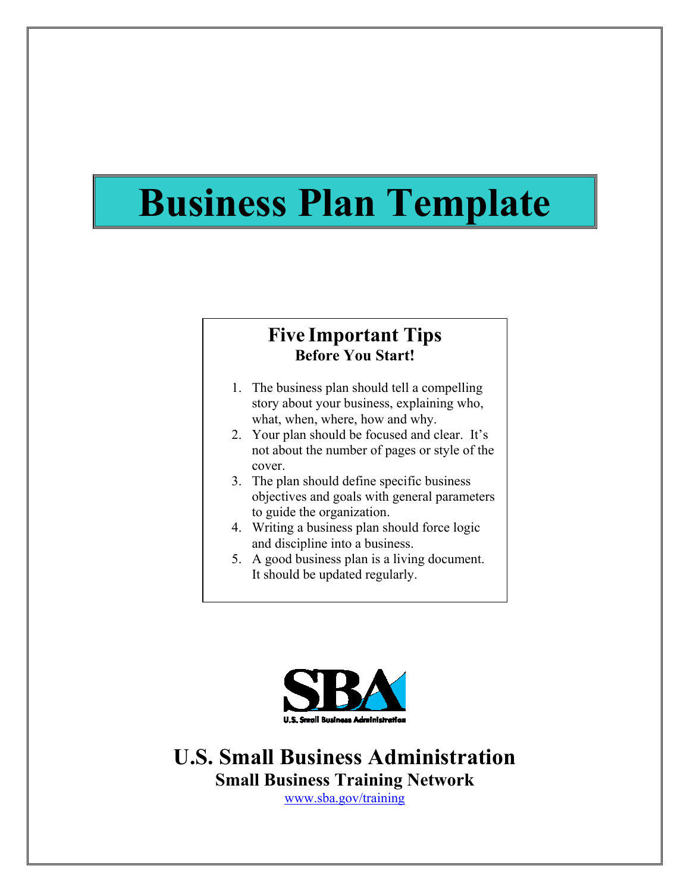# Business Plan Template

## Five Important Tips
**Before You Start!**

1. The business plan should tell a compelling story about your business, explaining who, what, when, where, how and why.
2. Your plan should be focused and clear. It's not about the number of pages or style of the cover.
3. The plan should define specific business objectives and goals with general parameters to guide the organization.
4. Writing a business plan should force logic and discipline into a business.
5. A good business plan is a living document. It should be updated regularly.

SBA
U.S. Small Business Administration

## U.S. Small Business Administration
### Small Business Training Network
www.sba.gov/training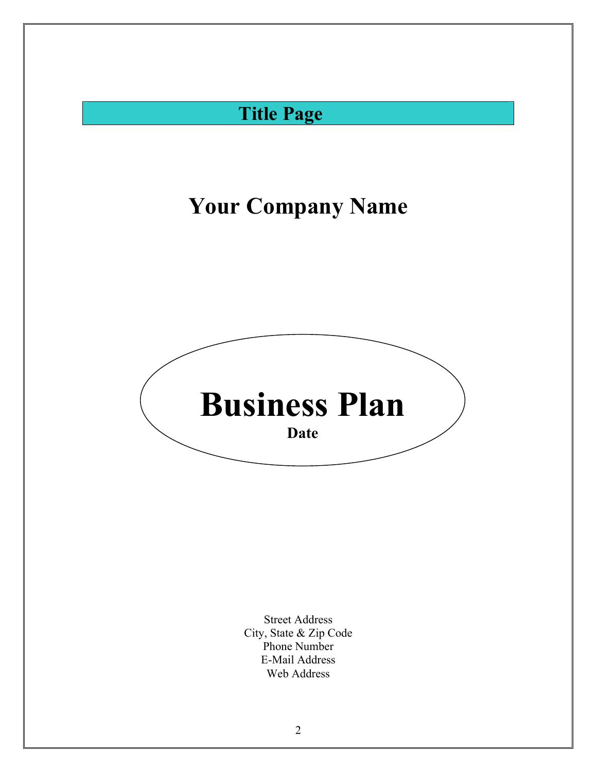## Title Page

# Your Company Name

# Business Plan

**Date**

Street Address
City, State & Zip Code
Phone Number
E-Mail Address
Web Address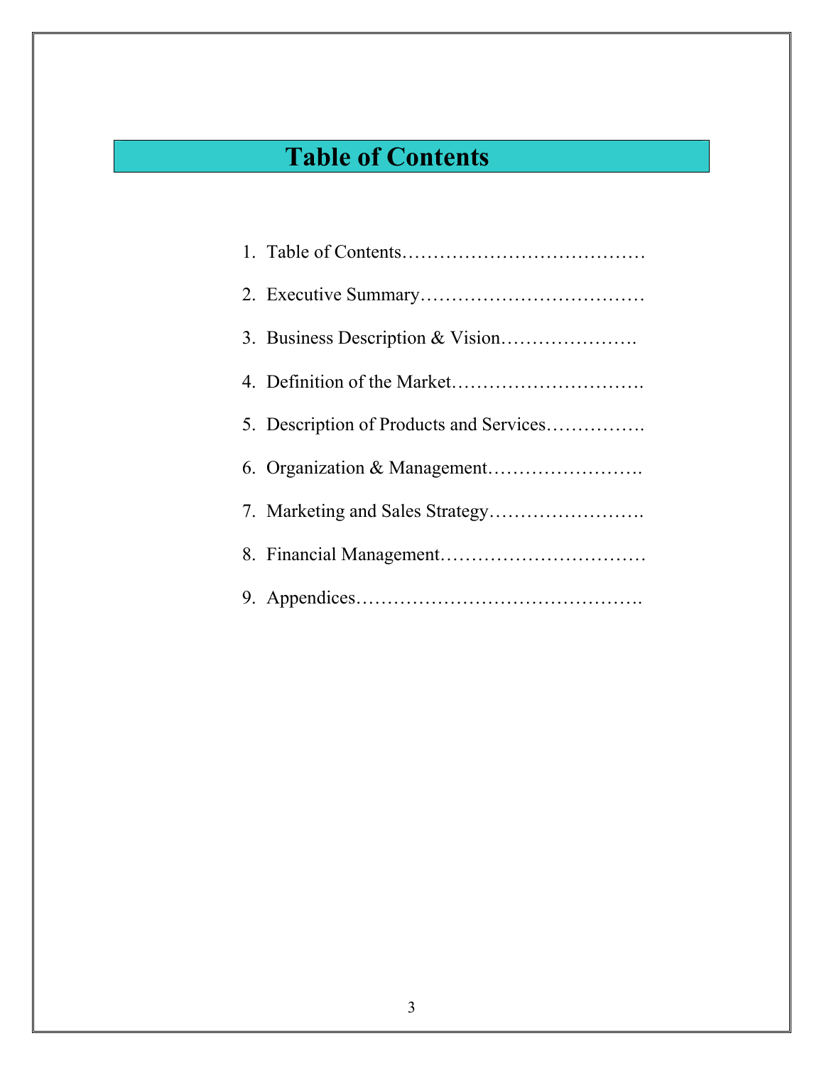# Table of Contents

1. Table of Contents…………………………………
2. Executive Summary………………………………
3. Business Description & Vision………………….
4. Definition of the Market………………………….
5. Description of Products and Services…………….
6. Organization & Management…………………….
7. Marketing and Sales Strategy…………………….
8. Financial Management……………………………
9. Appendices……………………………………….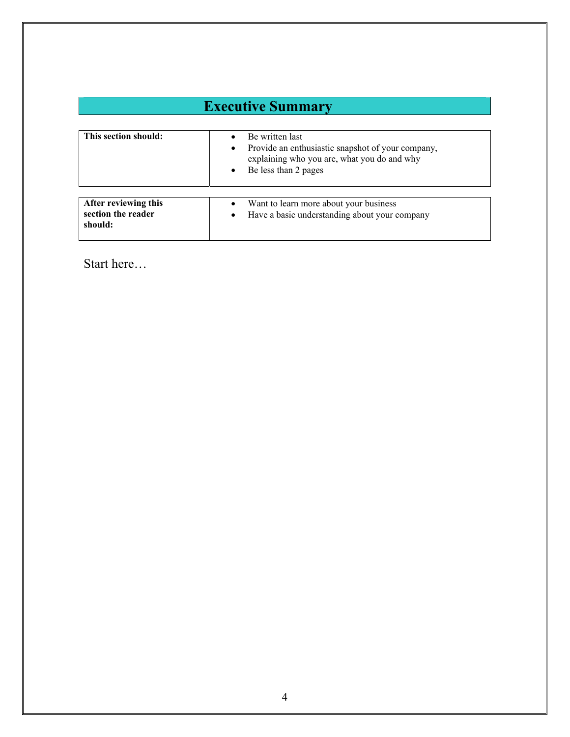# Executive Summary

| **This section should:** | • Be written last<br>• Provide an enthusiastic snapshot of your company, explaining who you are, what you do and why<br>• Be less than 2 pages |
|---|---|

| **After reviewing this section the reader should:** | • Want to learn more about your business<br>• Have a basic understanding about your company |
|---|---|

Start here…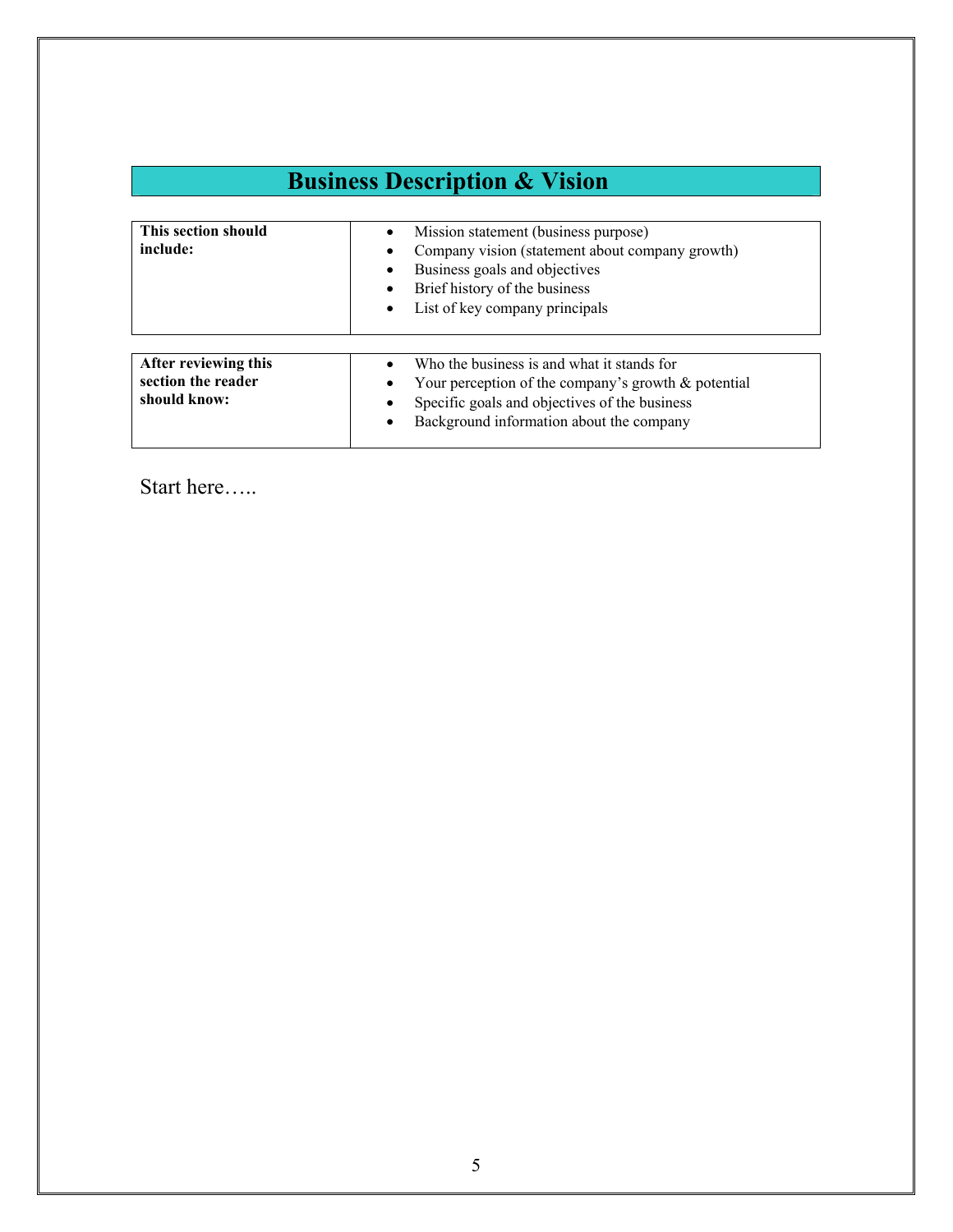# Business Description & Vision

| **This section should include:** | <ul><li>Mission statement (business purpose)</li><li>Company vision (statement about company growth)</li><li>Business goals and objectives</li><li>Brief history of the business</li><li>List of key company principals</li></ul> |
|---|---|

| **After reviewing this section the reader should know:** | <ul><li>Who the business is and what it stands for</li><li>Your perception of the company's growth & potential</li><li>Specific goals and objectives of the business</li><li>Background information about the company</li></ul> |
|---|---|

Start here…..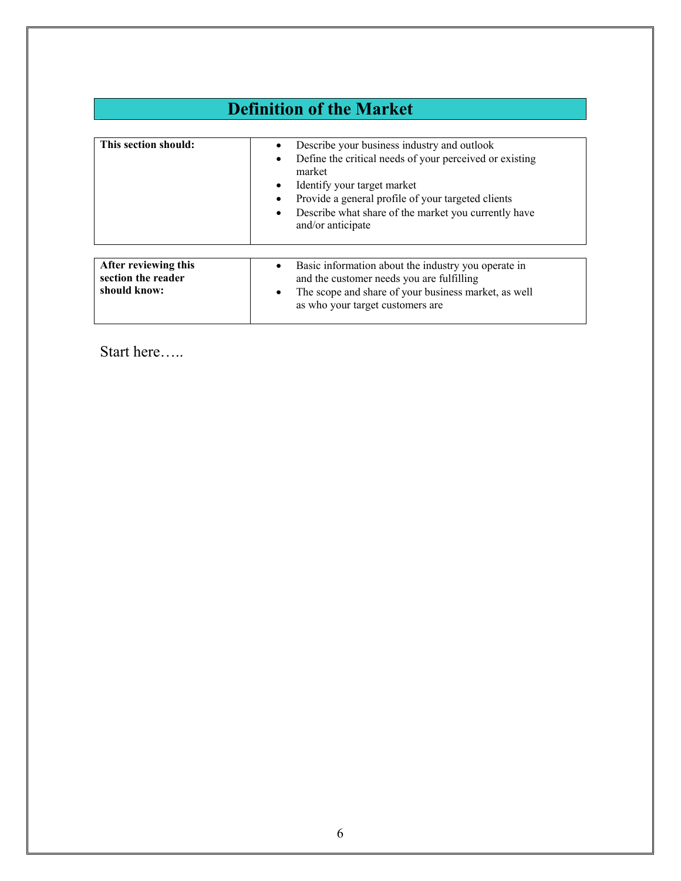# Definition of the Market

| This section should: | |
|---|---|
| | • Describe your business industry and outlook<br>• Define the critical needs of your perceived or existing market<br>• Identify your target market<br>• Provide a general profile of your targeted clients<br>• Describe what share of the market you currently have and/or anticipate |

| After reviewing this section the reader should know: | |
|---|---|
| | • Basic information about the industry you operate in and the customer needs you are fulfilling<br>• The scope and share of your business market, as well as who your target customers are |

Start here…..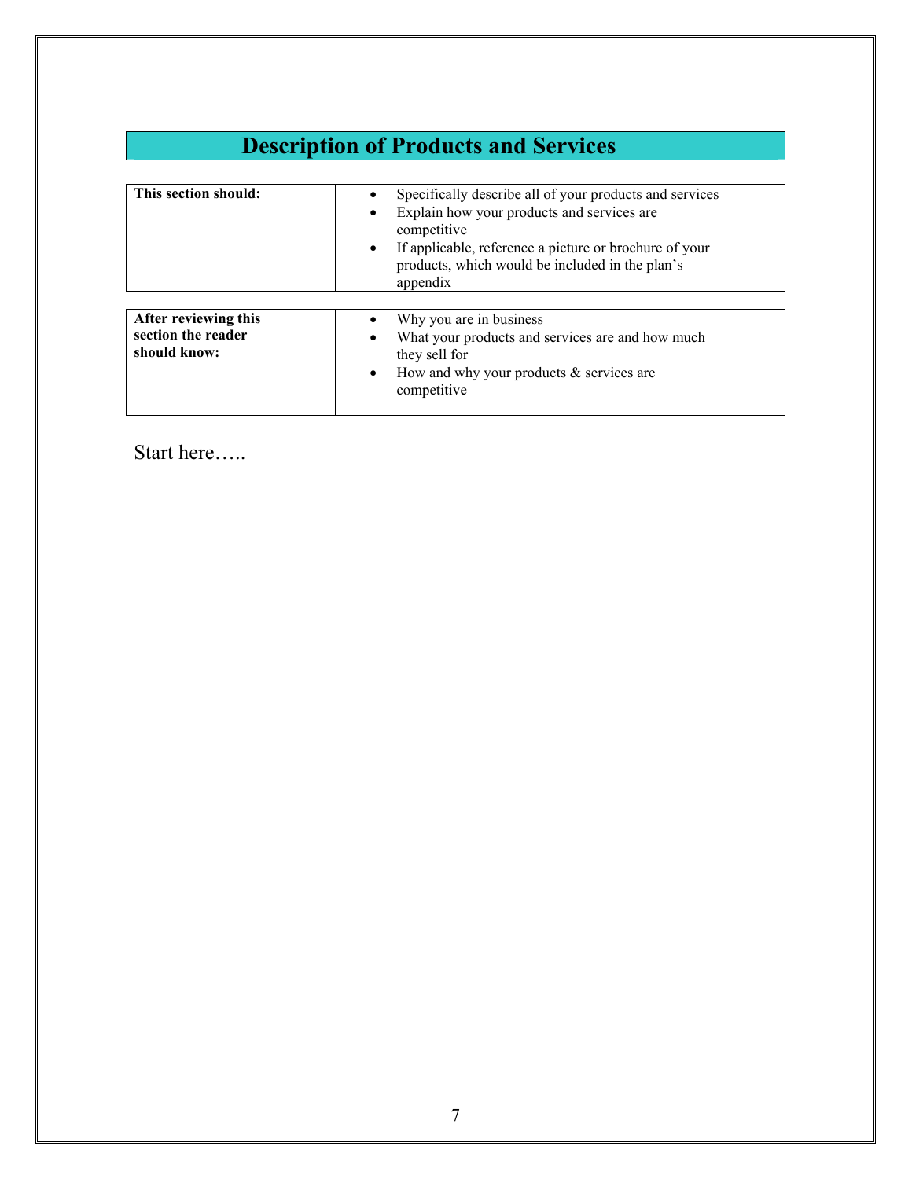# Description of Products and Services

| This section should: | |
|---|---|
| | • Specifically describe all of your products and services<br>• Explain how your products and services are competitive<br>• If applicable, reference a picture or brochure of your products, which would be included in the plan's appendix |

| After reviewing this section the reader should know: | |
|---|---|
| | • Why you are in business<br>• What your products and services are and how much they sell for<br>• How and why your products & services are competitive |

Start here…..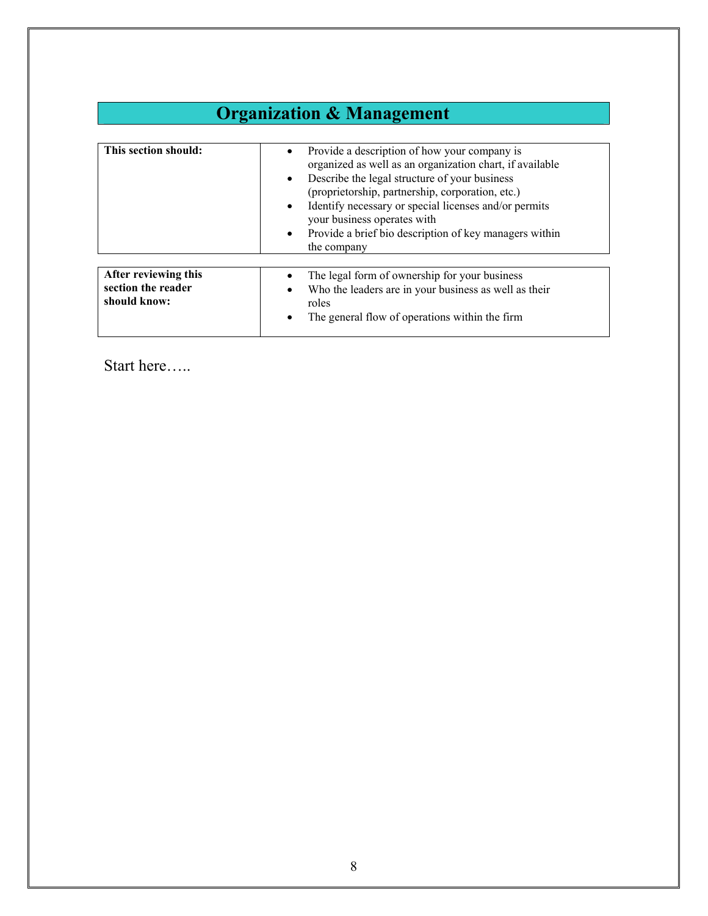# Organization & Management

| This section should: | <ul><li>Provide a description of how your company is organized as well as an organization chart, if available</li><li>Describe the legal structure of your business (proprietorship, partnership, corporation, etc.)</li><li>Identify necessary or special licenses and/or permits your business operates with</li><li>Provide a brief bio description of key managers within the company</li></ul> |
|---|---|

| After reviewing this section the reader should know: | <ul><li>The legal form of ownership for your business</li><li>Who the leaders are in your business as well as their roles</li><li>The general flow of operations within the firm</li></ul> |
|---|---|

Start here…..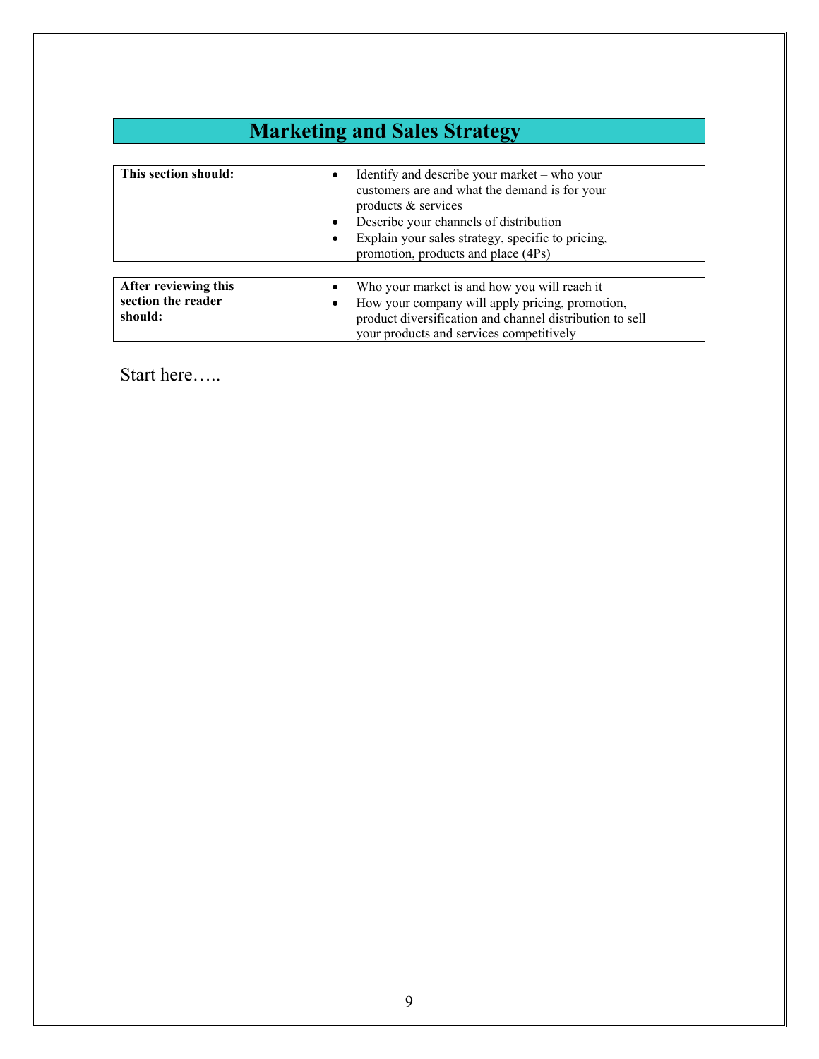# Marketing and Sales Strategy

| This section should: | <ul><li>Identify and describe your market – who your customers are and what the demand is for your products & services</li><li>Describe your channels of distribution</li><li>Explain your sales strategy, specific to pricing, promotion, products and place (4Ps)</li></ul> |
|---|---|

| After reviewing this section the reader should: | <ul><li>Who your market is and how you will reach it</li><li>How your company will apply pricing, promotion, product diversification and channel distribution to sell your products and services competitively</li></ul> |
|---|---|

Start here…..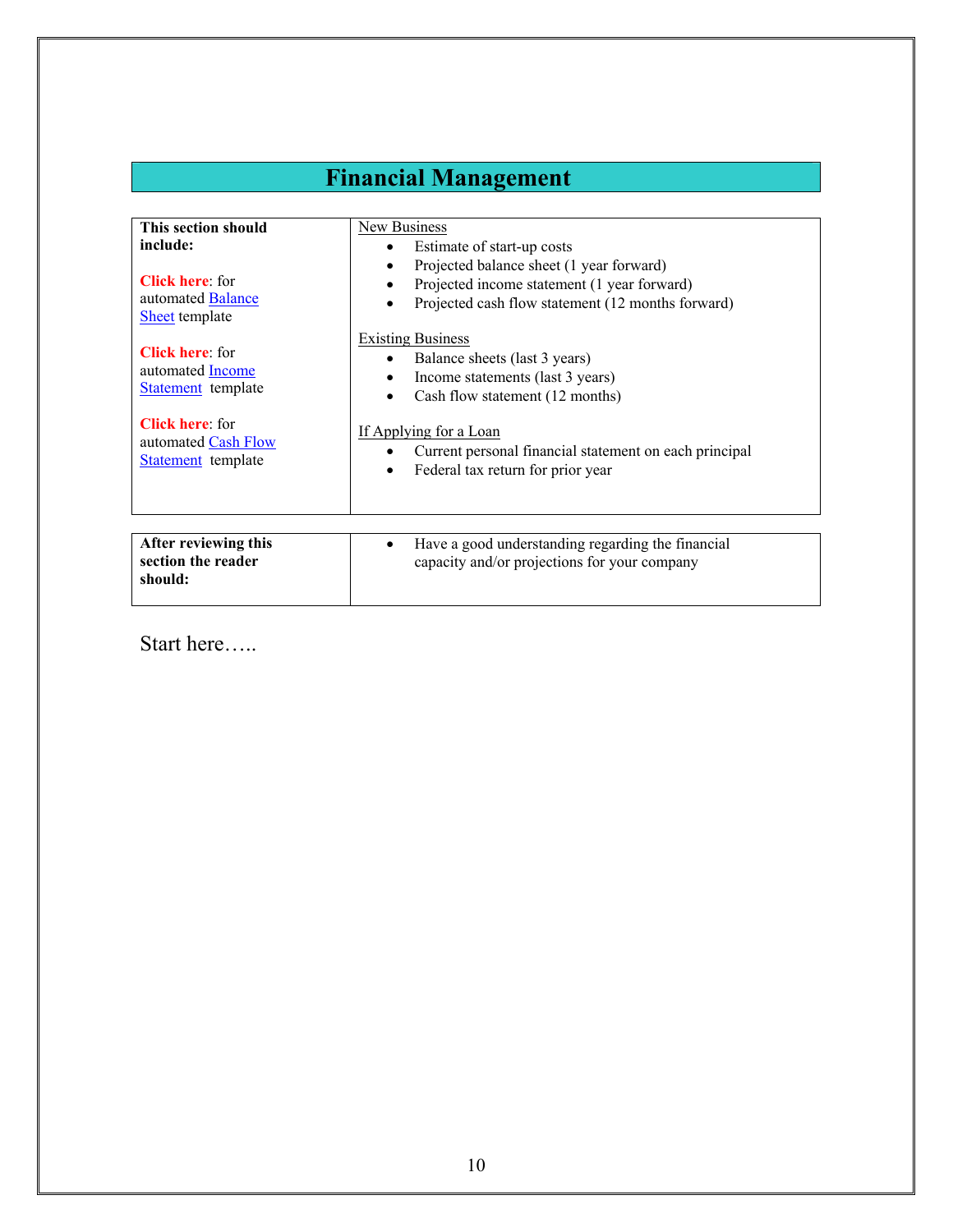# Financial Management

| **This section should include:** | New Business |
|---|---|
| **Click here**: for automated Balance Sheet template | • Estimate of start-up costs<br>• Projected balance sheet (1 year forward)<br>• Projected income statement (1 year forward)<br>• Projected cash flow statement (12 months forward) |
| **Click here**: for automated Income Statement template | Existing Business<br>• Balance sheets (last 3 years)<br>• Income statements (last 3 years)<br>• Cash flow statement (12 months) |
| **Click here**: for automated Cash Flow Statement template | If Applying for a Loan<br>• Current personal financial statement on each principal<br>• Federal tax return for prior year |

| **After reviewing this section the reader should:** | • Have a good understanding regarding the financial capacity and/or projections for your company |
|---|---|

Start here…..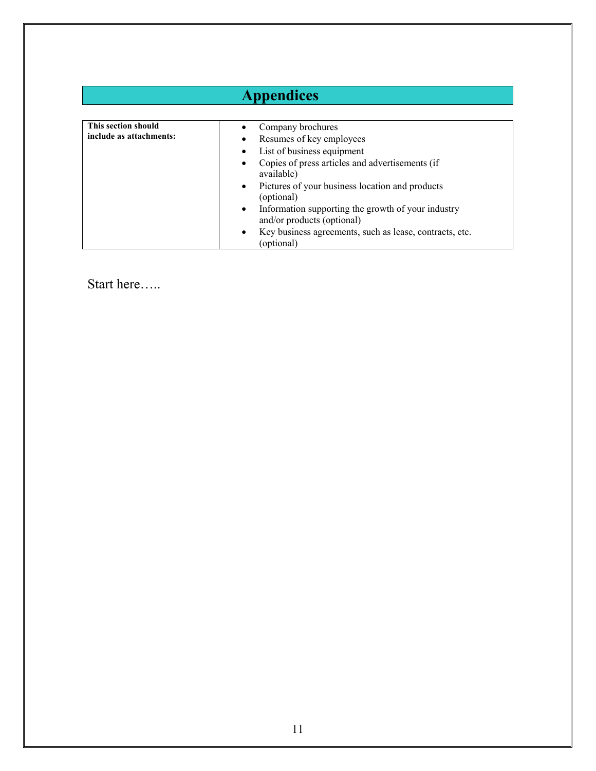# Appendices

| | |
|---|---|
| **This section should include as attachments:** | • Company brochures<br>• Resumes of key employees<br>• List of business equipment<br>• Copies of press articles and advertisements (if available)<br>• Pictures of your business location and products (optional)<br>• Information supporting the growth of your industry and/or products (optional)<br>• Key business agreements, such as lease, contracts, etc. (optional) |

Start here…..